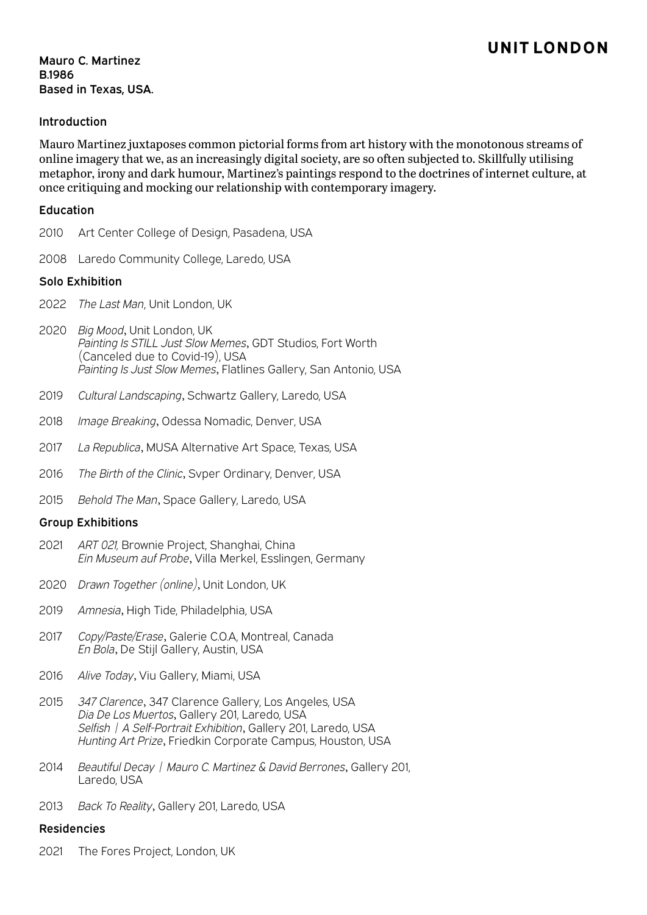UNIT LONDON

**Mauro C. Martinez**
**B.1986**
**Based in Texas, USA.**

## Introduction

Mauro Martinez juxtaposes common pictorial forms from art history with the monotonous streams of online imagery that we, as an increasingly digital society, are so often subjected to. Skillfully utilising metaphor, irony and dark humour, Martinez's paintings respond to the doctrines of internet culture, at once critiquing and mocking our relationship with contemporary imagery.

## Education

2010 Art Center College of Design, Pasadena, USA

2008 Laredo Community College, Laredo, USA

## Solo Exhibition

2022 *The Last Man*, Unit London, UK

2020 *Big Mood*, Unit London, UK
*Painting Is STILL Just Slow Memes*, GDT Studios, Fort Worth (Canceled due to Covid-19), USA
*Painting Is Just Slow Memes*, Flatlines Gallery, San Antonio, USA

2019 *Cultural Landscaping*, Schwartz Gallery, Laredo, USA

2018 *Image Breaking*, Odessa Nomadic, Denver, USA

2017 *La Republica*, MUSA Alternative Art Space, Texas, USA

2016 *The Birth of the Clinic*, Svper Ordinary, Denver, USA

2015 *Behold The Man*, Space Gallery, Laredo, USA

## Group Exhibitions

2021 *ART 021,* Brownie Project, Shanghai, China
*Ein Museum auf Probe*, Villa Merkel, Esslingen, Germany

2020 *Drawn Together (online)*, Unit London, UK

2019 *Amnesia*, High Tide, Philadelphia, USA

2017 *Copy/Paste/Erase*, Galerie C.O.A, Montreal, Canada
*En Bola*, De Stijl Gallery, Austin, USA

2016 *Alive Today*, Viu Gallery, Miami, USA

2015 *347 Clarence*, 347 Clarence Gallery, Los Angeles, USA
*Dia De Los Muertos*, Gallery 201, Laredo, USA
*Selfish | A Self-Portrait Exhibition*, Gallery 201, Laredo, USA
*Hunting Art Prize*, Friedkin Corporate Campus, Houston, USA

2014 *Beautiful Decay | Mauro C. Martinez & David Berrones*, Gallery 201, Laredo, USA

2013 *Back To Reality*, Gallery 201, Laredo, USA

## Residencies

2021 The Fores Project, London, UK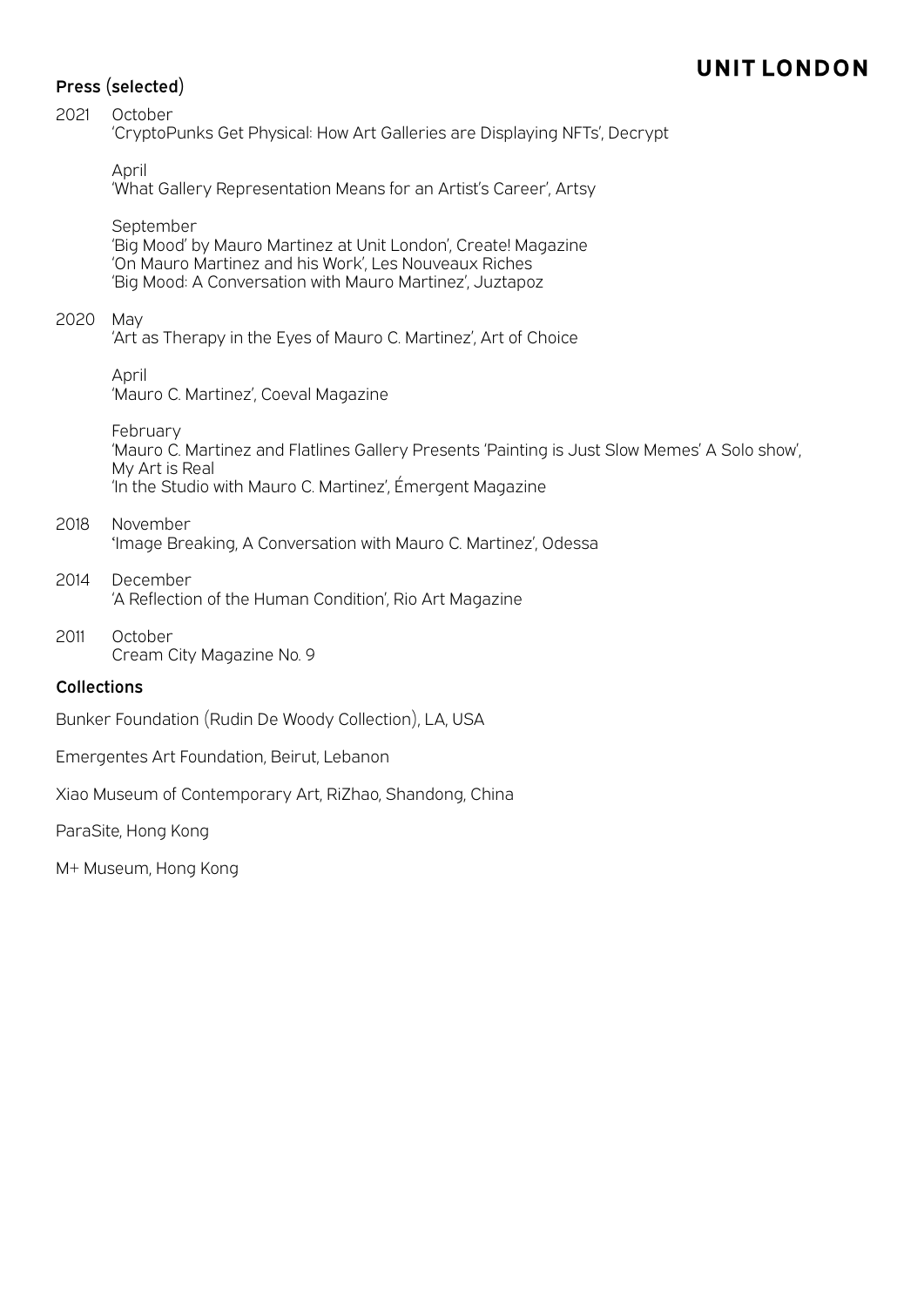## Press (selected)

2021 October
'CryptoPunks Get Physical: How Art Galleries are Displaying NFTs', Decrypt

April
'What Gallery Representation Means for an Artist's Career', Artsy

September
'Big Mood' by Mauro Martinez at Unit London', Create! Magazine
'On Mauro Martinez and his Work', Les Nouveaux Riches
'Big Mood: A Conversation with Mauro Martinez', Juztapoz

2020 May
'Art as Therapy in the Eyes of Mauro C. Martinez', Art of Choice

April
'Mauro C. Martinez', Coeval Magazine

February
'Mauro C. Martinez and Flatlines Gallery Presents 'Painting is Just Slow Memes' A Solo show', My Art is Real
'In the Studio with Mauro C. Martinez', Émergent Magazine

2018 November
'Image Breaking, A Conversation with Mauro C. Martinez', Odessa

2014 December
'A Reflection of the Human Condition', Rio Art Magazine

2011 October
Cream City Magazine No. 9

## Collections

Bunker Foundation (Rudin De Woody Collection), LA, USA

Emergentes Art Foundation, Beirut, Lebanon

Xiao Museum of Contemporary Art, RiZhao, Shandong, China

ParaSite, Hong Kong

M+ Museum, Hong Kong